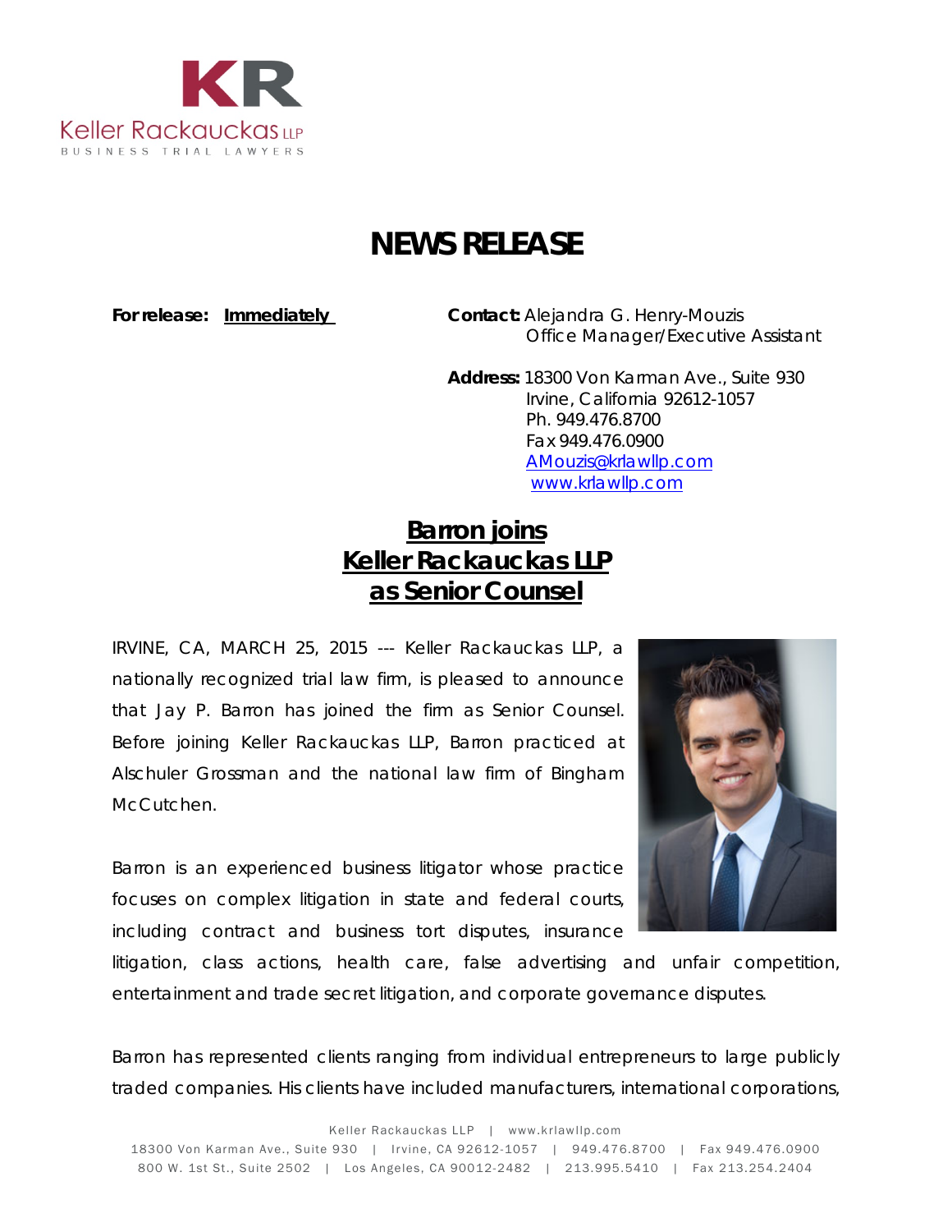Keller Rackauckas LLP
BUSINESS TRIAL LAWYERS

# NEWS RELEASE

**For release:** **Immediately**

**Contact:** Alejandra G. Henry-Mouzis
Office Manager/Executive Assistant

**Address:** 18300 Von Karman Ave., Suite 930
Irvine, California 92612-1057
Ph. 949.476.8700
Fax 949.476.0900
AMouzis@krlawllp.com
www.krlawllp.com

## Barron joins Keller Rackauckas LLP as Senior Counsel

IRVINE, CA, MARCH 25, 2015 --- Keller Rackauckas LLP, a nationally recognized trial law firm, is pleased to announce that Jay P. Barron has joined the firm as Senior Counsel. Before joining Keller Rackauckas LLP, Barron practiced at Alschuler Grossman and the national law firm of Bingham McCutchen.

Barron is an experienced business litigator whose practice focuses on complex litigation in state and federal courts, including contract and business tort disputes, insurance litigation, class actions, health care, false advertising and unfair competition, entertainment and trade secret litigation, and corporate governance disputes.

Barron has represented clients ranging from individual entrepreneurs to large publicly traded companies. His clients have included manufacturers, international corporations,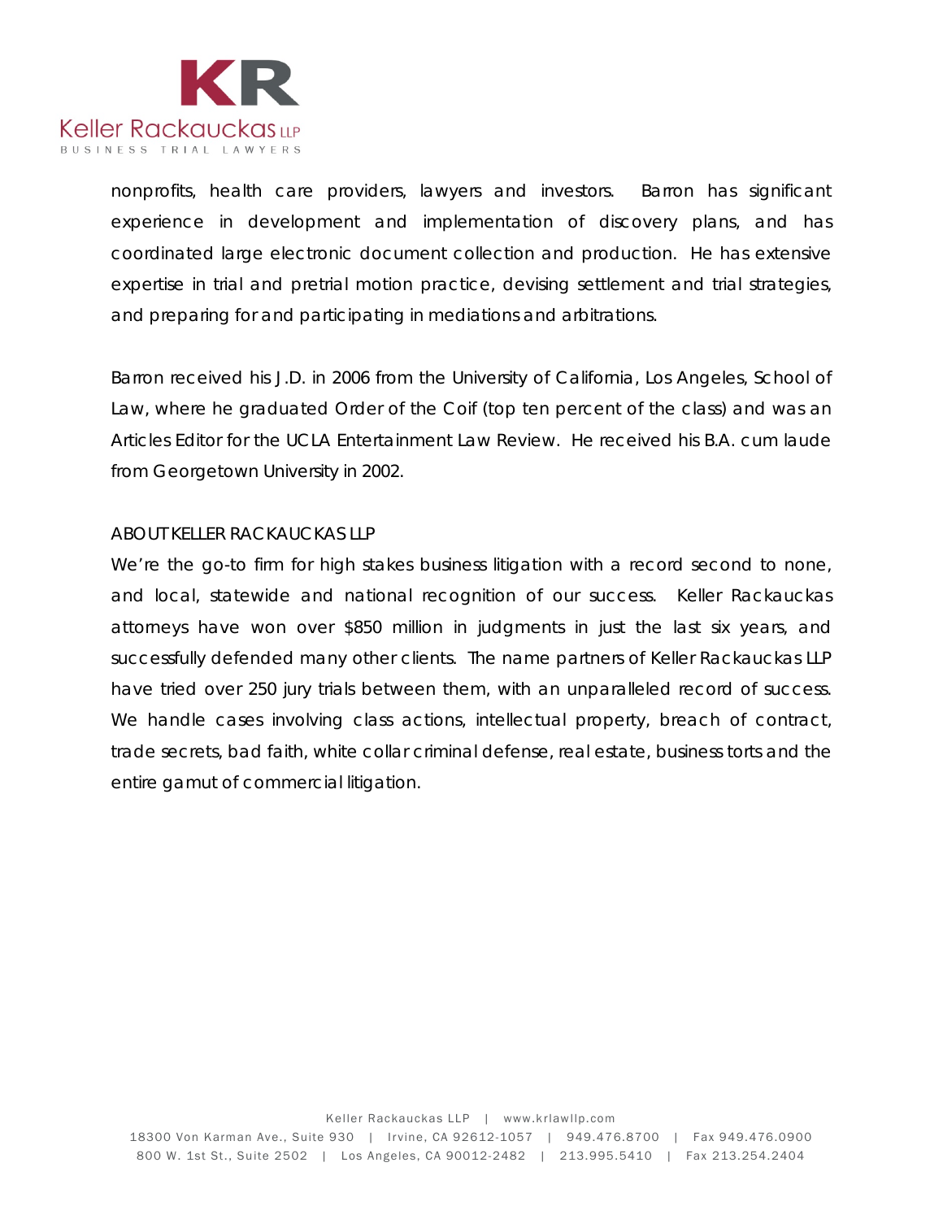nonprofits, health care providers, lawyers and investors. Barron has significant experience in development and implementation of discovery plans, and has coordinated large electronic document collection and production. He has extensive expertise in trial and pretrial motion practice, devising settlement and trial strategies, and preparing for and participating in mediations and arbitrations.

Barron received his J.D. in 2006 from the University of California, Los Angeles, School of Law, where he graduated Order of the Coif (top ten percent of the class) and was an Articles Editor for the UCLA Entertainment Law Review. He received his B.A. cum laude from Georgetown University in 2002.

ABOUT KELLER RACKAUCKAS LLP

We're the go-to firm for high stakes business litigation with a record second to none, and local, statewide and national recognition of our success. Keller Rackauckas attorneys have won over $850 million in judgments in just the last six years, and successfully defended many other clients. The name partners of Keller Rackauckas LLP have tried over 250 jury trials between them, with an unparalleled record of success. We handle cases involving class actions, intellectual property, breach of contract, trade secrets, bad faith, white collar criminal defense, real estate, business torts and the entire gamut of commercial litigation.